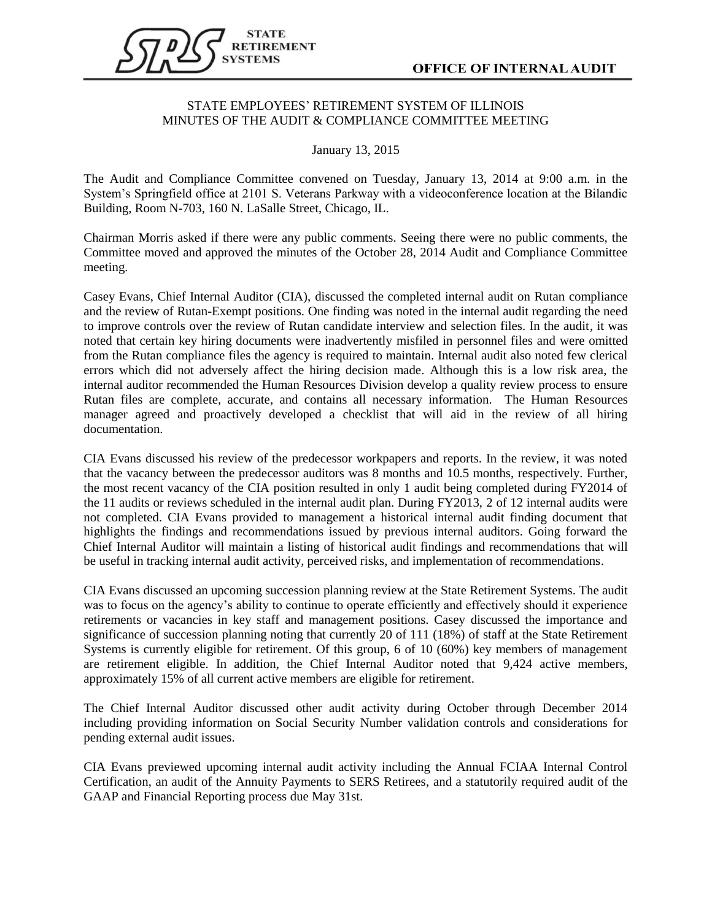STATE RETIREMENT SYSTEMS

**OFFICE OF INTERNAL AUDIT**

STATE EMPLOYEES' RETIREMENT SYSTEM OF ILLINOIS
MINUTES OF THE AUDIT & COMPLIANCE COMMITTEE MEETING

January 13, 2015

The Audit and Compliance Committee convened on Tuesday, January 13, 2014 at 9:00 a.m. in the System's Springfield office at 2101 S. Veterans Parkway with a videoconference location at the Bilandic Building, Room N-703, 160 N. LaSalle Street, Chicago, IL.

Chairman Morris asked if there were any public comments. Seeing there were no public comments, the Committee moved and approved the minutes of the October 28, 2014 Audit and Compliance Committee meeting.

Casey Evans, Chief Internal Auditor (CIA), discussed the completed internal audit on Rutan compliance and the review of Rutan-Exempt positions. One finding was noted in the internal audit regarding the need to improve controls over the review of Rutan candidate interview and selection files. In the audit, it was noted that certain key hiring documents were inadvertently misfiled in personnel files and were omitted from the Rutan compliance files the agency is required to maintain. Internal audit also noted few clerical errors which did not adversely affect the hiring decision made. Although this is a low risk area, the internal auditor recommended the Human Resources Division develop a quality review process to ensure Rutan files are complete, accurate, and contains all necessary information. The Human Resources manager agreed and proactively developed a checklist that will aid in the review of all hiring documentation.

CIA Evans discussed his review of the predecessor workpapers and reports. In the review, it was noted that the vacancy between the predecessor auditors was 8 months and 10.5 months, respectively. Further, the most recent vacancy of the CIA position resulted in only 1 audit being completed during FY2014 of the 11 audits or reviews scheduled in the internal audit plan. During FY2013, 2 of 12 internal audits were not completed. CIA Evans provided to management a historical internal audit finding document that highlights the findings and recommendations issued by previous internal auditors. Going forward the Chief Internal Auditor will maintain a listing of historical audit findings and recommendations that will be useful in tracking internal audit activity, perceived risks, and implementation of recommendations.

CIA Evans discussed an upcoming succession planning review at the State Retirement Systems. The audit was to focus on the agency's ability to continue to operate efficiently and effectively should it experience retirements or vacancies in key staff and management positions. Casey discussed the importance and significance of succession planning noting that currently 20 of 111 (18%) of staff at the State Retirement Systems is currently eligible for retirement. Of this group, 6 of 10 (60%) key members of management are retirement eligible. In addition, the Chief Internal Auditor noted that 9,424 active members, approximately 15% of all current active members are eligible for retirement.

The Chief Internal Auditor discussed other audit activity during October through December 2014 including providing information on Social Security Number validation controls and considerations for pending external audit issues.

CIA Evans previewed upcoming internal audit activity including the Annual FCIAA Internal Control Certification, an audit of the Annuity Payments to SERS Retirees, and a statutorily required audit of the GAAP and Financial Reporting process due May 31st.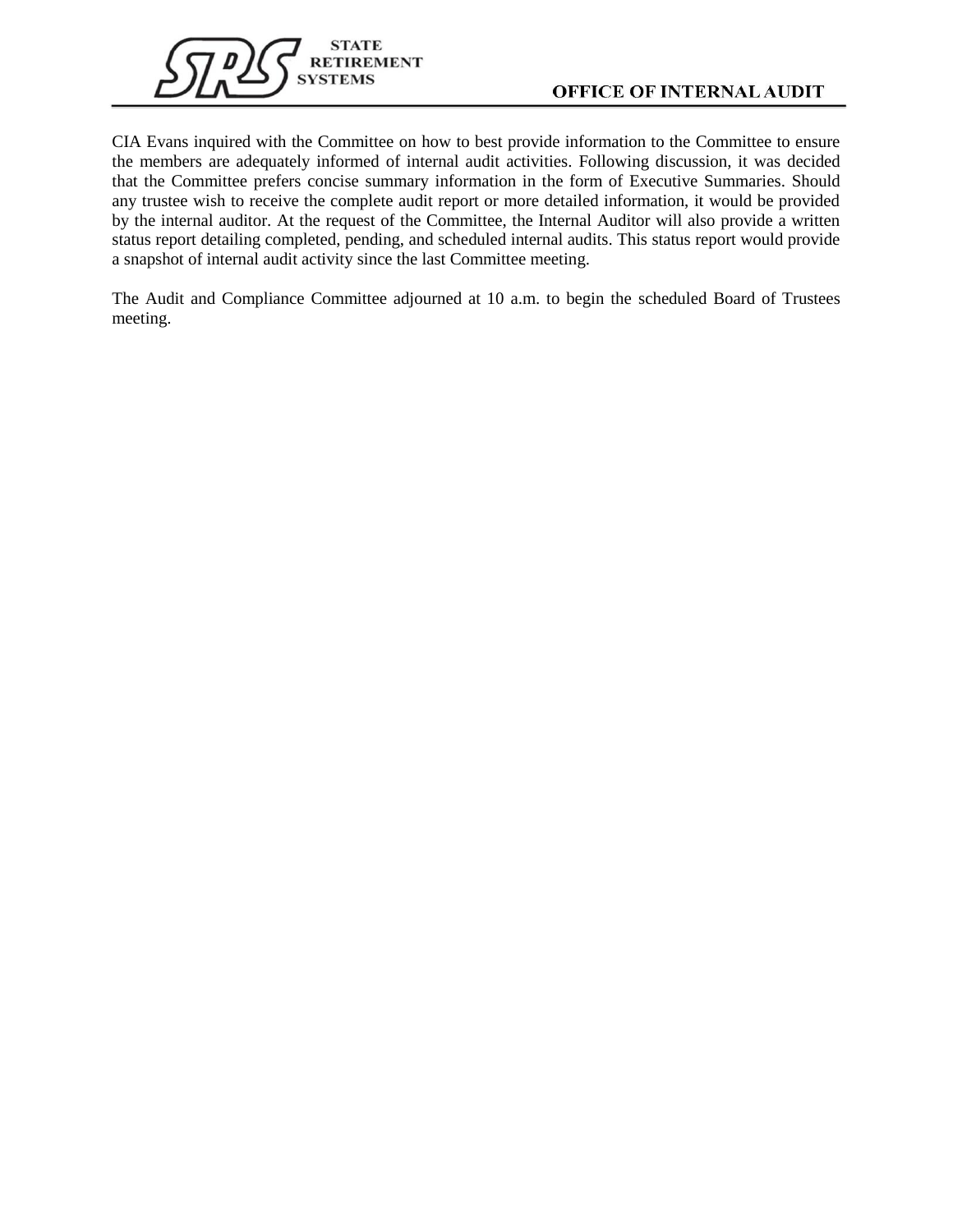CIA Evans inquired with the Committee on how to best provide information to the Committee to ensure the members are adequately informed of internal audit activities. Following discussion, it was decided that the Committee prefers concise summary information in the form of Executive Summaries. Should any trustee wish to receive the complete audit report or more detailed information, it would be provided by the internal auditor. At the request of the Committee, the Internal Auditor will also provide a written status report detailing completed, pending, and scheduled internal audits. This status report would provide a snapshot of internal audit activity since the last Committee meeting.

The Audit and Compliance Committee adjourned at 10 a.m. to begin the scheduled Board of Trustees meeting.